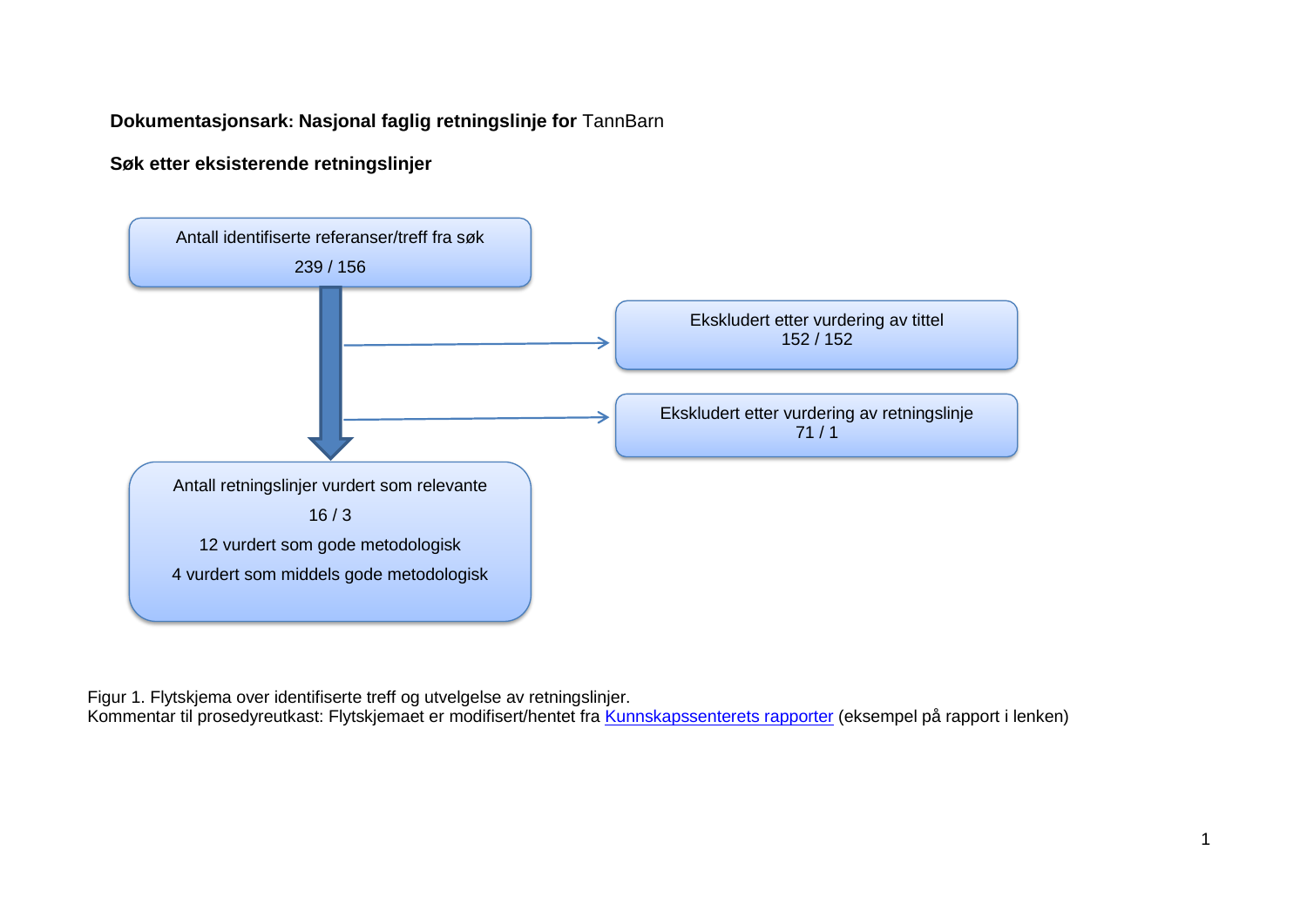**Dokumentasjonsark: Nasjonal faglig retningslinje for** TannBarn

**Søk etter eksisterende retningslinjer**

Antall identifiserte referanser/treff fra søk
239 / 156

Ekskludert etter vurdering av tittel
152 / 152

Ekskludert etter vurdering av retningslinje
71 / 1

Antall retningslinjer vurdert som relevante
16 / 3
12 vurdert som gode metodologisk
4 vurdert som middels gode metodologisk

Figur 1. Flytskjema over identifiserte treff og utvelgelse av retningslinjer.
Kommentar til prosedyreutkast: Flytskjemaet er modifisert/hentet fra Kunnskapssenterets rapporter (eksempel på rapport i lenken)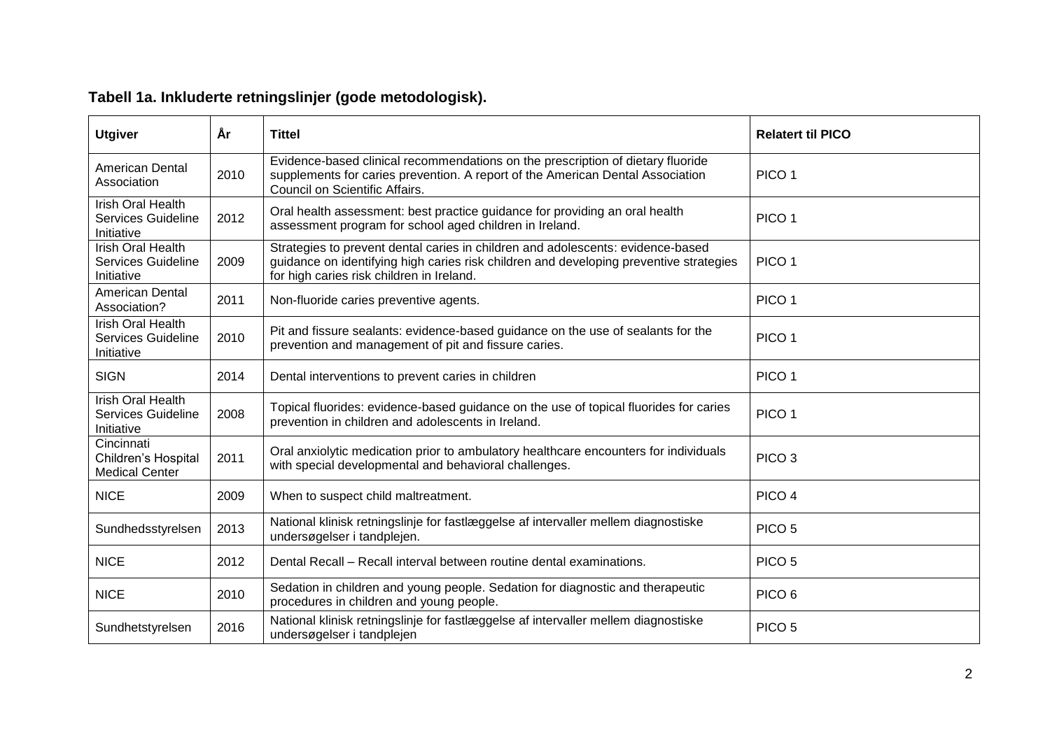## Tabell 1a. Inkluderte retningslinjer (gode metodologisk).

| Utgiver | År | Tittel | Relatert til PICO |
|---|---|---|---|
| American Dental Association | 2010 | Evidence-based clinical recommendations on the prescription of dietary fluoride supplements for caries prevention. A report of the American Dental Association Council on Scientific Affairs. | PICO 1 |
| Irish Oral Health Services Guideline Initiative | 2012 | Oral health assessment: best practice guidance for providing an oral health assessment program for school aged children in Ireland. | PICO 1 |
| Irish Oral Health Services Guideline Initiative | 2009 | Strategies to prevent dental caries in children and adolescents: evidence-based guidance on identifying high caries risk children and developing preventive strategies for high caries risk children in Ireland. | PICO 1 |
| American Dental Association? | 2011 | Non-fluoride caries preventive agents. | PICO 1 |
| Irish Oral Health Services Guideline Initiative | 2010 | Pit and fissure sealants: evidence-based guidance on the use of sealants for the prevention and management of pit and fissure caries. | PICO 1 |
| SIGN | 2014 | Dental interventions to prevent caries in children | PICO 1 |
| Irish Oral Health Services Guideline Initiative | 2008 | Topical fluorides: evidence-based guidance on the use of topical fluorides for caries prevention in children and adolescents in Ireland. | PICO 1 |
| Cincinnati Children's Hospital Medical Center | 2011 | Oral anxiolytic medication prior to ambulatory healthcare encounters for individuals with special developmental and behavioral challenges. | PICO 3 |
| NICE | 2009 | When to suspect child maltreatment. | PICO 4 |
| Sundhedsstyrelsen | 2013 | National klinisk retningslinje for fastlæggelse af intervaller mellem diagnostiske undersøgelser i tandplejen. | PICO 5 |
| NICE | 2012 | Dental Recall – Recall interval between routine dental examinations. | PICO 5 |
| NICE | 2010 | Sedation in children and young people. Sedation for diagnostic and therapeutic procedures in children and young people. | PICO 6 |
| Sundhetstyrelsen | 2016 | National klinisk retningslinje for fastlæggelse af intervaller mellem diagnostiske undersøgelser i tandplejen | PICO 5 |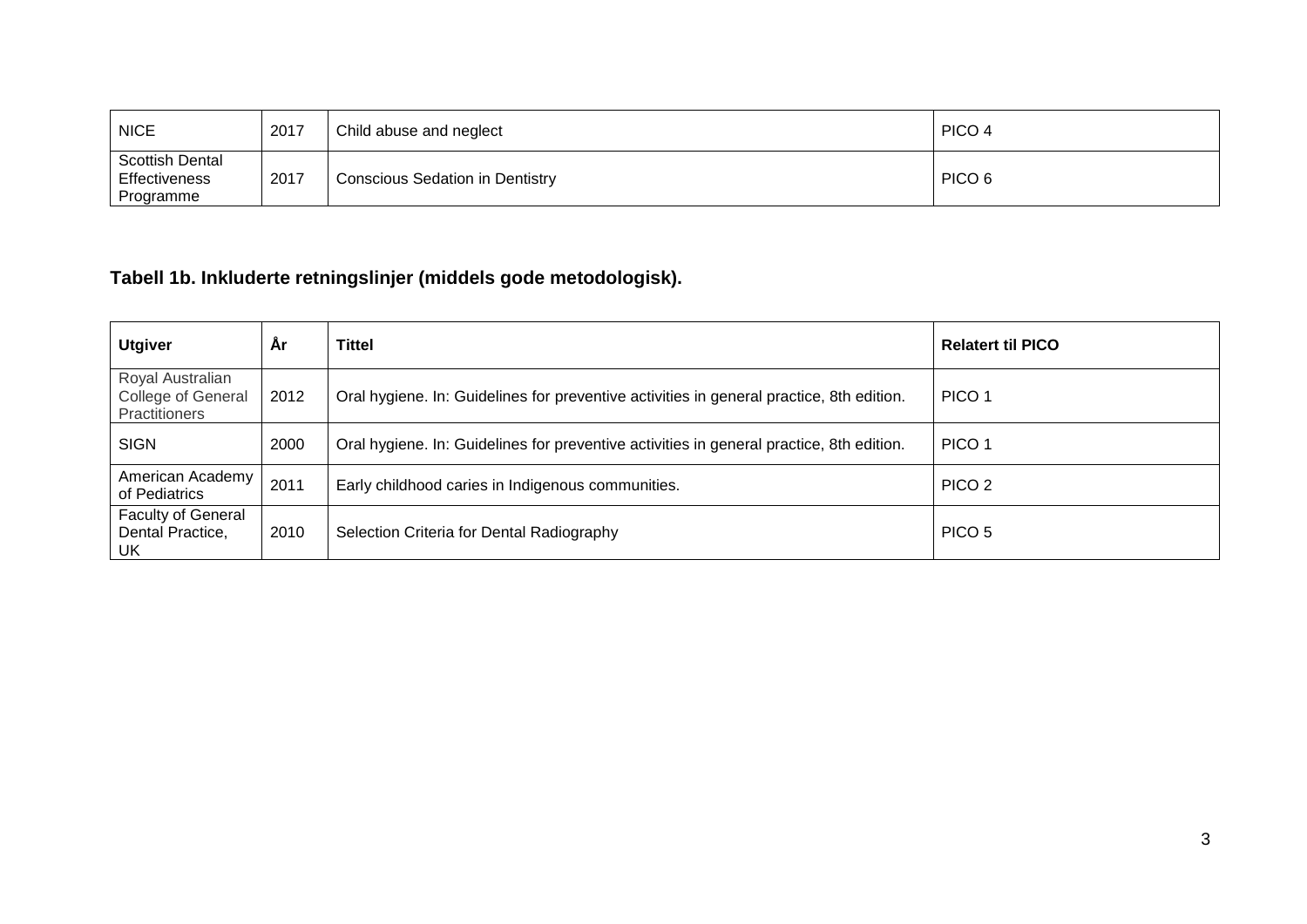| NICE | 2017 | Child abuse and neglect | PICO 4 |
|---|---|---|---|
| Scottish Dental Effectiveness Programme | 2017 | Conscious Sedation in Dentistry | PICO 6 |

**Tabell 1b. Inkluderte retningslinjer (middels gode metodologisk).**

| Utgiver | År | Tittel | Relatert til PICO |
|---|---|---|---|
| Royal Australian College of General Practitioners | 2012 | Oral hygiene. In: Guidelines for preventive activities in general practice, 8th edition. | PICO 1 |
| SIGN | 2000 | Oral hygiene. In: Guidelines for preventive activities in general practice, 8th edition. | PICO 1 |
| American Academy of Pediatrics | 2011 | Early childhood caries in Indigenous communities. | PICO 2 |
| Faculty of General Dental Practice, UK | 2010 | Selection Criteria for Dental Radiography | PICO 5 |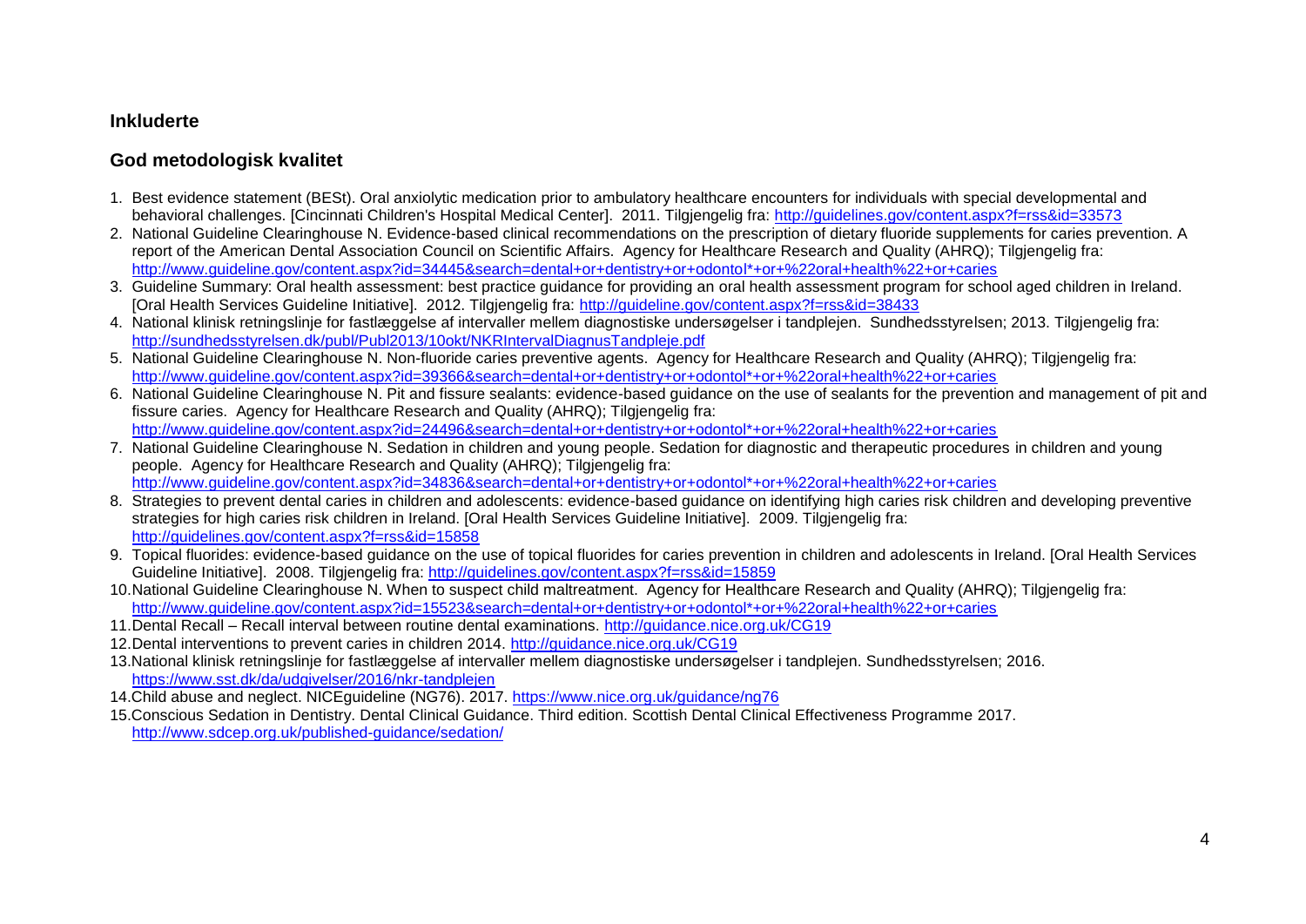### Inkluderte

### God metodologisk kvalitet

1. Best evidence statement (BESt). Oral anxiolytic medication prior to ambulatory healthcare encounters for individuals with special developmental and behavioral challenges. [Cincinnati Children's Hospital Medical Center]. 2011. Tilgjengelig fra: http://guidelines.gov/content.aspx?f=rss&id=33573
2. National Guideline Clearinghouse N. Evidence-based clinical recommendations on the prescription of dietary fluoride supplements for caries prevention. A report of the American Dental Association Council on Scientific Affairs. Agency for Healthcare Research and Quality (AHRQ); Tilgjengelig fra: http://www.guideline.gov/content.aspx?id=34445&search=dental+or+dentistry+or+odontol*+or+%22oral+health%22+or+caries
3. Guideline Summary: Oral health assessment: best practice guidance for providing an oral health assessment program for school aged children in Ireland. [Oral Health Services Guideline Initiative]. 2012. Tilgjengelig fra: http://guideline.gov/content.aspx?f=rss&id=38433
4. National klinisk retningslinje for fastlæggelse af intervaller mellem diagnostiske undersøgelser i tandplejen. Sundhedsstyrelsen; 2013. Tilgjengelig fra: http://sundhedsstyrelsen.dk/publ/Publ2013/10okt/NKRIntervalDiagnusTandpleje.pdf
5. National Guideline Clearinghouse N. Non-fluoride caries preventive agents. Agency for Healthcare Research and Quality (AHRQ); Tilgjengelig fra: http://www.guideline.gov/content.aspx?id=39366&search=dental+or+dentistry+or+odontol*+or+%22oral+health%22+or+caries
6. National Guideline Clearinghouse N. Pit and fissure sealants: evidence-based guidance on the use of sealants for the prevention and management of pit and fissure caries. Agency for Healthcare Research and Quality (AHRQ); Tilgjengelig fra: http://www.guideline.gov/content.aspx?id=24496&search=dental+or+dentistry+or+odontol*+or+%22oral+health%22+or+caries
7. National Guideline Clearinghouse N. Sedation in children and young people. Sedation for diagnostic and therapeutic procedures in children and young people. Agency for Healthcare Research and Quality (AHRQ); Tilgjengelig fra: http://www.guideline.gov/content.aspx?id=34836&search=dental+or+dentistry+or+odontol*+or+%22oral+health%22+or+caries
8. Strategies to prevent dental caries in children and adolescents: evidence-based guidance on identifying high caries risk children and developing preventive strategies for high caries risk children in Ireland. [Oral Health Services Guideline Initiative]. 2009. Tilgjengelig fra: http://guidelines.gov/content.aspx?f=rss&id=15858
9. Topical fluorides: evidence-based guidance on the use of topical fluorides for caries prevention in children and adolescents in Ireland. [Oral Health Services Guideline Initiative]. 2008. Tilgjengelig fra: http://guidelines.gov/content.aspx?f=rss&id=15859
10. National Guideline Clearinghouse N. When to suspect child maltreatment. Agency for Healthcare Research and Quality (AHRQ); Tilgjengelig fra: http://www.guideline.gov/content.aspx?id=15523&search=dental+or+dentistry+or+odontol*+or+%22oral+health%22+or+caries
11. Dental Recall – Recall interval between routine dental examinations. http://guidance.nice.org.uk/CG19
12. Dental interventions to prevent caries in children 2014. http://guidance.nice.org.uk/CG19
13. National klinisk retningslinje for fastlæggelse af intervaller mellem diagnostiske undersøgelser i tandplejen. Sundhedsstyrelsen; 2016. https://www.sst.dk/da/udgivelser/2016/nkr-tandplejen
14. Child abuse and neglect. NICEguideline (NG76). 2017. https://www.nice.org.uk/guidance/ng76
15. Conscious Sedation in Dentistry. Dental Clinical Guidance. Third edition. Scottish Dental Clinical Effectiveness Programme 2017. http://www.sdcep.org.uk/published-guidance/sedation/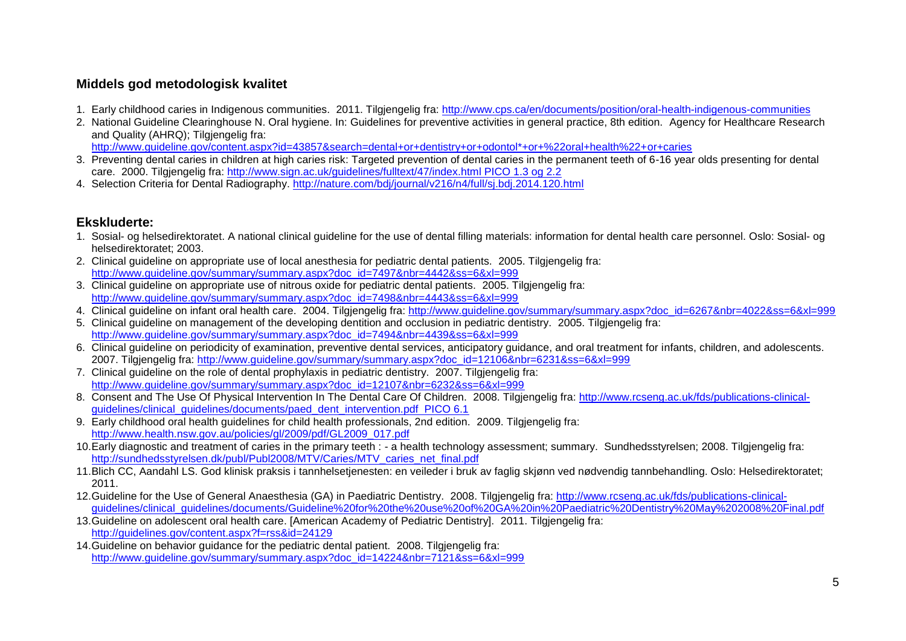### Middels god metodologisk kvalitet

1. Early childhood caries in Indigenous communities. 2011. Tilgjengelig fra: http://www.cps.ca/en/documents/position/oral-health-indigenous-communities
2. National Guideline Clearinghouse N. Oral hygiene. In: Guidelines for preventive activities in general practice, 8th edition. Agency for Healthcare Research and Quality (AHRQ); Tilgjengelig fra: http://www.guideline.gov/content.aspx?id=43857&search=dental+or+dentistry+or+odontol*+or+%22oral+health%22+or+caries
3. Preventing dental caries in children at high caries risk: Targeted prevention of dental caries in the permanent teeth of 6-16 year olds presenting for dental care. 2000. Tilgjengelig fra: http://www.sign.ac.uk/guidelines/fulltext/47/index.html PICO 1.3 og 2.2
4. Selection Criteria for Dental Radiography. http://nature.com/bdj/journal/v216/n4/full/sj.bdj.2014.120.html

## Ekskluderte:

1. Sosial- og helsedirektoratet. A national clinical guideline for the use of dental filling materials: information for dental health care personnel. Oslo: Sosial- og helsedirektoratet; 2003.
2. Clinical guideline on appropriate use of local anesthesia for pediatric dental patients. 2005. Tilgjengelig fra: http://www.guideline.gov/summary/summary.aspx?doc_id=7497&nbr=4442&ss=6&xl=999
3. Clinical guideline on appropriate use of nitrous oxide for pediatric dental patients. 2005. Tilgjengelig fra: http://www.guideline.gov/summary/summary.aspx?doc_id=7498&nbr=4443&ss=6&xl=999
4. Clinical guideline on infant oral health care. 2004. Tilgjengelig fra: http://www.guideline.gov/summary/summary.aspx?doc_id=6267&nbr=4022&ss=6&xl=999
5. Clinical guideline on management of the developing dentition and occlusion in pediatric dentistry. 2005. Tilgjengelig fra: http://www.guideline.gov/summary/summary.aspx?doc_id=7494&nbr=4439&ss=6&xl=999
6. Clinical guideline on periodicity of examination, preventive dental services, anticipatory guidance, and oral treatment for infants, children, and adolescents. 2007. Tilgjengelig fra: http://www.guideline.gov/summary/summary.aspx?doc_id=12106&nbr=6231&ss=6&xl=999
7. Clinical guideline on the role of dental prophylaxis in pediatric dentistry. 2007. Tilgjengelig fra: http://www.guideline.gov/summary/summary.aspx?doc_id=12107&nbr=6232&ss=6&xl=999
8. Consent and The Use Of Physical Intervention In The Dental Care Of Children. 2008. Tilgjengelig fra: http://www.rcseng.ac.uk/fds/publications-clinical-guidelines/clinical_guidelines/documents/paed_dent_intervention.pdf PICO 6.1
9. Early childhood oral health guidelines for child health professionals, 2nd edition. 2009. Tilgjengelig fra: http://www.health.nsw.gov.au/policies/gl/2009/pdf/GL2009_017.pdf
10. Early diagnostic and treatment of caries in the primary teeth : - a health technology assessment; summary. Sundhedsstyrelsen; 2008. Tilgjengelig fra: http://sundhedsstyrelsen.dk/publ/Publ2008/MTV/Caries/MTV_caries_net_final.pdf
11. Blich CC, Aandahl LS. God klinisk praksis i tannhelsetjenesten: en veileder i bruk av faglig skjønn ved nødvendig tannbehandling. Oslo: Helsedirektoratet; 2011.
12. Guideline for the Use of General Anaesthesia (GA) in Paediatric Dentistry. 2008. Tilgjengelig fra: http://www.rcseng.ac.uk/fds/publications-clinical-guidelines/clinical_guidelines/documents/Guideline%20for%20the%20use%20of%20GA%20in%20Paediatric%20Dentistry%20May%202008%20Final.pdf
13. Guideline on adolescent oral health care. [American Academy of Pediatric Dentistry]. 2011. Tilgjengelig fra: http://guidelines.gov/content.aspx?f=rss&id=24129
14. Guideline on behavior guidance for the pediatric dental patient. 2008. Tilgjengelig fra: http://www.guideline.gov/summary/summary.aspx?doc_id=14224&nbr=7121&ss=6&xl=999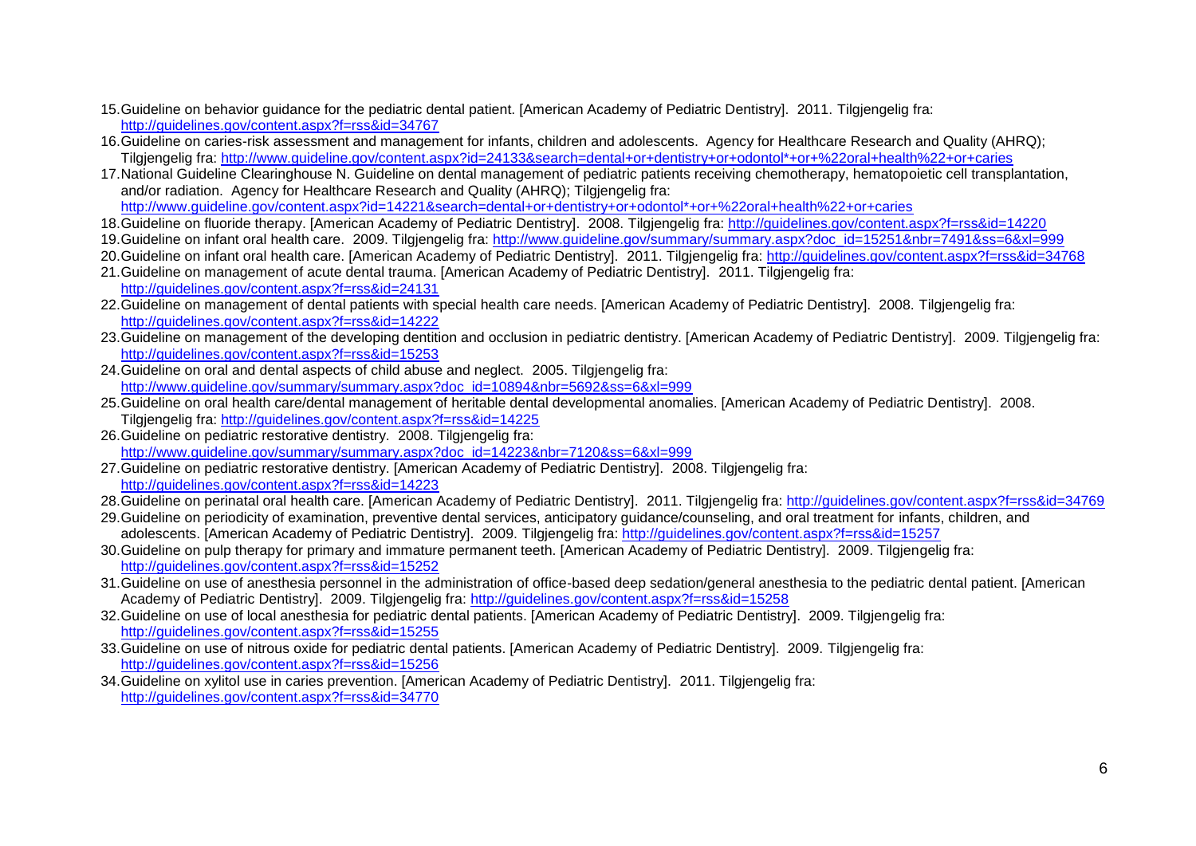15. Guideline on behavior guidance for the pediatric dental patient. [American Academy of Pediatric Dentistry]. 2011. Tilgjengelig fra: http://guidelines.gov/content.aspx?f=rss&id=34767
16. Guideline on caries-risk assessment and management for infants, children and adolescents. Agency for Healthcare Research and Quality (AHRQ); Tilgjengelig fra: http://www.guideline.gov/content.aspx?id=24133&search=dental+or+dentistry+or+odontol*+or+%22oral+health%22+or+caries
17. National Guideline Clearinghouse N. Guideline on dental management of pediatric patients receiving chemotherapy, hematopoietic cell transplantation, and/or radiation. Agency for Healthcare Research and Quality (AHRQ); Tilgjengelig fra: http://www.guideline.gov/content.aspx?id=14221&search=dental+or+dentistry+or+odontol*+or+%22oral+health%22+or+caries
18. Guideline on fluoride therapy. [American Academy of Pediatric Dentistry]. 2008. Tilgjengelig fra: http://guidelines.gov/content.aspx?f=rss&id=14220
19. Guideline on infant oral health care. 2009. Tilgjengelig fra: http://www.guideline.gov/summary/summary.aspx?doc_id=15251&nbr=7491&ss=6&xl=999
20. Guideline on infant oral health care. [American Academy of Pediatric Dentistry]. 2011. Tilgjengelig fra: http://guidelines.gov/content.aspx?f=rss&id=34768
21. Guideline on management of acute dental trauma. [American Academy of Pediatric Dentistry]. 2011. Tilgjengelig fra: http://guidelines.gov/content.aspx?f=rss&id=24131
22. Guideline on management of dental patients with special health care needs. [American Academy of Pediatric Dentistry]. 2008. Tilgjengelig fra: http://guidelines.gov/content.aspx?f=rss&id=14222
23. Guideline on management of the developing dentition and occlusion in pediatric dentistry. [American Academy of Pediatric Dentistry]. 2009. Tilgjengelig fra: http://guidelines.gov/content.aspx?f=rss&id=15253
24. Guideline on oral and dental aspects of child abuse and neglect. 2005. Tilgjengelig fra: http://www.guideline.gov/summary/summary.aspx?doc_id=10894&nbr=5692&ss=6&xl=999
25. Guideline on oral health care/dental management of heritable dental developmental anomalies. [American Academy of Pediatric Dentistry]. 2008. Tilgjengelig fra: http://guidelines.gov/content.aspx?f=rss&id=14225
26. Guideline on pediatric restorative dentistry. 2008. Tilgjengelig fra: http://www.guideline.gov/summary/summary.aspx?doc_id=14223&nbr=7120&ss=6&xl=999
27. Guideline on pediatric restorative dentistry. [American Academy of Pediatric Dentistry]. 2008. Tilgjengelig fra: http://guidelines.gov/content.aspx?f=rss&id=14223
28. Guideline on perinatal oral health care. [American Academy of Pediatric Dentistry]. 2011. Tilgjengelig fra: http://guidelines.gov/content.aspx?f=rss&id=34769
29. Guideline on periodicity of examination, preventive dental services, anticipatory guidance/counseling, and oral treatment for infants, children, and adolescents. [American Academy of Pediatric Dentistry]. 2009. Tilgjengelig fra: http://guidelines.gov/content.aspx?f=rss&id=15257
30. Guideline on pulp therapy for primary and immature permanent teeth. [American Academy of Pediatric Dentistry]. 2009. Tilgjengelig fra: http://guidelines.gov/content.aspx?f=rss&id=15252
31. Guideline on use of anesthesia personnel in the administration of office-based deep sedation/general anesthesia to the pediatric dental patient. [American Academy of Pediatric Dentistry]. 2009. Tilgjengelig fra: http://guidelines.gov/content.aspx?f=rss&id=15258
32. Guideline on use of local anesthesia for pediatric dental patients. [American Academy of Pediatric Dentistry]. 2009. Tilgjengelig fra: http://guidelines.gov/content.aspx?f=rss&id=15255
33. Guideline on use of nitrous oxide for pediatric dental patients. [American Academy of Pediatric Dentistry]. 2009. Tilgjengelig fra: http://guidelines.gov/content.aspx?f=rss&id=15256
34. Guideline on xylitol use in caries prevention. [American Academy of Pediatric Dentistry]. 2011. Tilgjengelig fra: http://guidelines.gov/content.aspx?f=rss&id=34770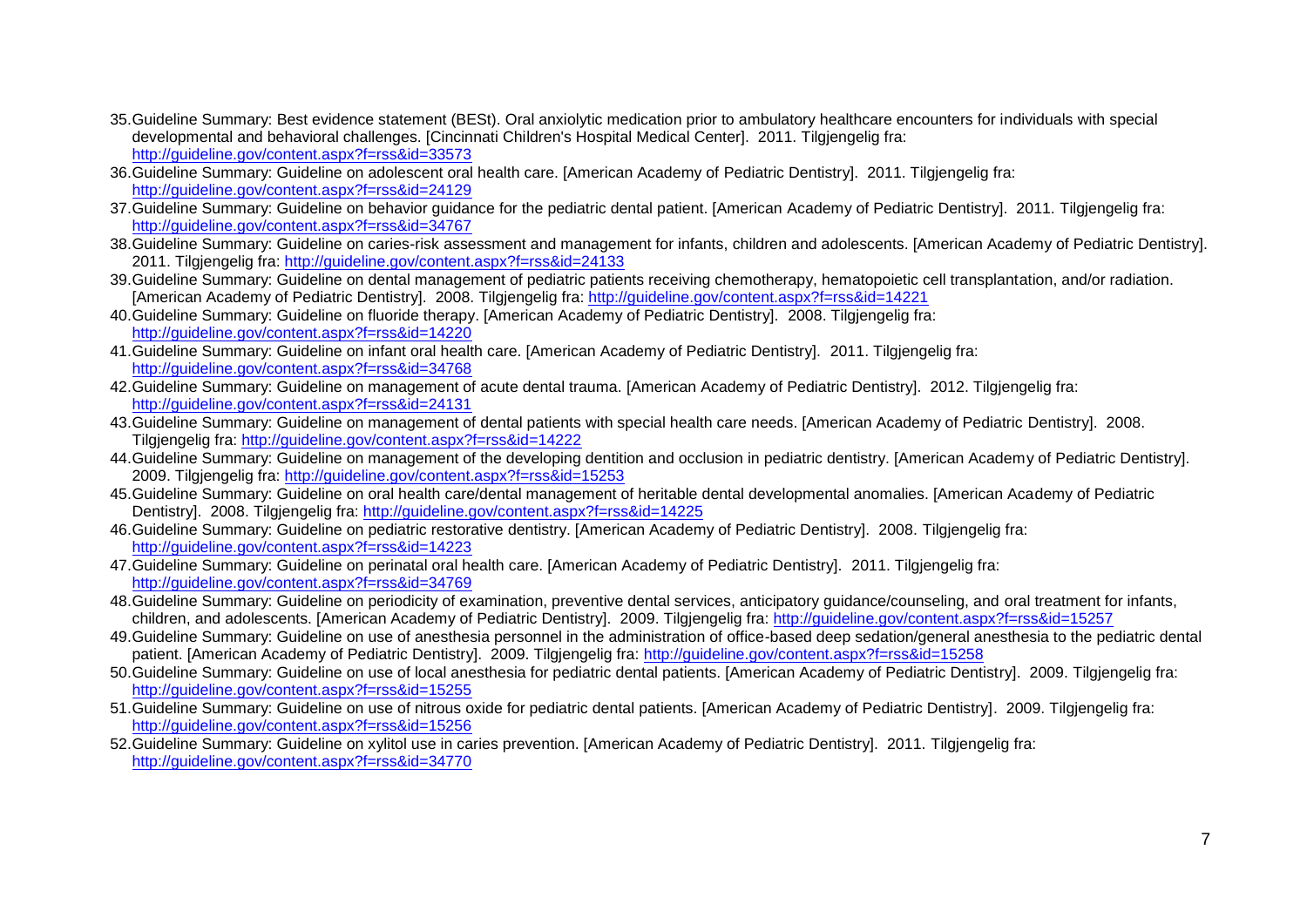35. Guideline Summary: Best evidence statement (BESt). Oral anxiolytic medication prior to ambulatory healthcare encounters for individuals with special developmental and behavioral challenges. [Cincinnati Children's Hospital Medical Center]. 2011. Tilgjengelig fra: http://guideline.gov/content.aspx?f=rss&id=33573
36. Guideline Summary: Guideline on adolescent oral health care. [American Academy of Pediatric Dentistry]. 2011. Tilgjengelig fra: http://guideline.gov/content.aspx?f=rss&id=24129
37. Guideline Summary: Guideline on behavior guidance for the pediatric dental patient. [American Academy of Pediatric Dentistry]. 2011. Tilgjengelig fra: http://guideline.gov/content.aspx?f=rss&id=34767
38. Guideline Summary: Guideline on caries-risk assessment and management for infants, children and adolescents. [American Academy of Pediatric Dentistry]. 2011. Tilgjengelig fra: http://guideline.gov/content.aspx?f=rss&id=24133
39. Guideline Summary: Guideline on dental management of pediatric patients receiving chemotherapy, hematopoietic cell transplantation, and/or radiation. [American Academy of Pediatric Dentistry]. 2008. Tilgjengelig fra: http://guideline.gov/content.aspx?f=rss&id=14221
40. Guideline Summary: Guideline on fluoride therapy. [American Academy of Pediatric Dentistry]. 2008. Tilgjengelig fra: http://guideline.gov/content.aspx?f=rss&id=14220
41. Guideline Summary: Guideline on infant oral health care. [American Academy of Pediatric Dentistry]. 2011. Tilgjengelig fra: http://guideline.gov/content.aspx?f=rss&id=34768
42. Guideline Summary: Guideline on management of acute dental trauma. [American Academy of Pediatric Dentistry]. 2012. Tilgjengelig fra: http://guideline.gov/content.aspx?f=rss&id=24131
43. Guideline Summary: Guideline on management of dental patients with special health care needs. [American Academy of Pediatric Dentistry]. 2008. Tilgjengelig fra: http://guideline.gov/content.aspx?f=rss&id=14222
44. Guideline Summary: Guideline on management of the developing dentition and occlusion in pediatric dentistry. [American Academy of Pediatric Dentistry]. 2009. Tilgjengelig fra: http://guideline.gov/content.aspx?f=rss&id=15253
45. Guideline Summary: Guideline on oral health care/dental management of heritable dental developmental anomalies. [American Academy of Pediatric Dentistry]. 2008. Tilgjengelig fra: http://guideline.gov/content.aspx?f=rss&id=14225
46. Guideline Summary: Guideline on pediatric restorative dentistry. [American Academy of Pediatric Dentistry]. 2008. Tilgjengelig fra: http://guideline.gov/content.aspx?f=rss&id=14223
47. Guideline Summary: Guideline on perinatal oral health care. [American Academy of Pediatric Dentistry]. 2011. Tilgjengelig fra: http://guideline.gov/content.aspx?f=rss&id=34769
48. Guideline Summary: Guideline on periodicity of examination, preventive dental services, anticipatory guidance/counseling, and oral treatment for infants, children, and adolescents. [American Academy of Pediatric Dentistry]. 2009. Tilgjengelig fra: http://guideline.gov/content.aspx?f=rss&id=15257
49. Guideline Summary: Guideline on use of anesthesia personnel in the administration of office-based deep sedation/general anesthesia to the pediatric dental patient. [American Academy of Pediatric Dentistry]. 2009. Tilgjengelig fra: http://guideline.gov/content.aspx?f=rss&id=15258
50. Guideline Summary: Guideline on use of local anesthesia for pediatric dental patients. [American Academy of Pediatric Dentistry]. 2009. Tilgjengelig fra: http://guideline.gov/content.aspx?f=rss&id=15255
51. Guideline Summary: Guideline on use of nitrous oxide for pediatric dental patients. [American Academy of Pediatric Dentistry]. 2009. Tilgjengelig fra: http://guideline.gov/content.aspx?f=rss&id=15256
52. Guideline Summary: Guideline on xylitol use in caries prevention. [American Academy of Pediatric Dentistry]. 2011. Tilgjengelig fra: http://guideline.gov/content.aspx?f=rss&id=34770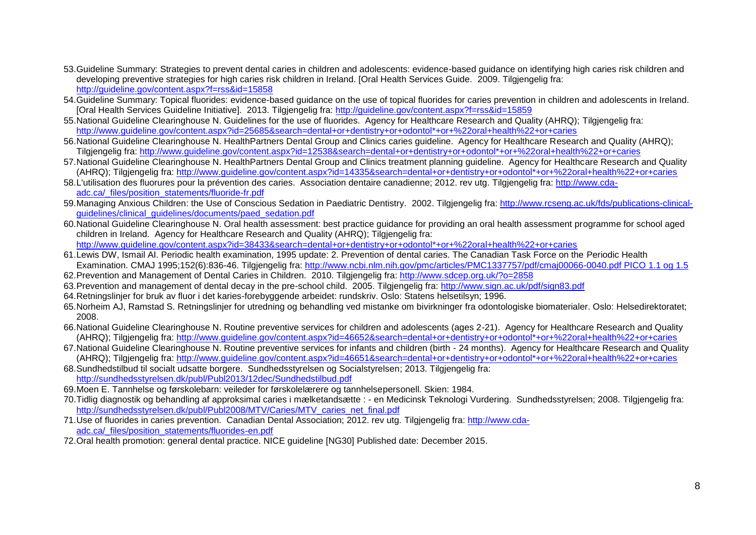53. Guideline Summary: Strategies to prevent dental caries in children and adolescents: evidence-based guidance on identifying high caries risk children and developing preventive strategies for high caries risk children in Ireland. [Oral Health Services Guide. 2009. Tilgjengelig fra: http://guideline.gov/content.aspx?f=rss&id=15858
54. Guideline Summary: Topical fluorides: evidence-based guidance on the use of topical fluorides for caries prevention in children and adolescents in Ireland. [Oral Health Services Guideline Initiative]. 2013. Tilgjengelig fra: http://guideline.gov/content.aspx?f=rss&id=15859
55. National Guideline Clearinghouse N. Guidelines for the use of fluorides. Agency for Healthcare Research and Quality (AHRQ); Tilgjengelig fra: http://www.guideline.gov/content.aspx?id=25685&search=dental+or+dentistry+or+odontol*+or+%22oral+health%22+or+caries
56. National Guideline Clearinghouse N. HealthPartners Dental Group and Clinics caries guideline. Agency for Healthcare Research and Quality (AHRQ); Tilgjengelig fra: http://www.guideline.gov/content.aspx?id=12538&search=dental+or+dentistry+or+odontol*+or+%22oral+health%22+or+caries
57. National Guideline Clearinghouse N. HealthPartners Dental Group and Clinics treatment planning guideline. Agency for Healthcare Research and Quality (AHRQ); Tilgjengelig fra: http://www.guideline.gov/content.aspx?id=14335&search=dental+or+dentistry+or+odontol*+or+%22oral+health%22+or+caries
58. L'utilisation des fluorures pour la prévention des caries. Association dentaire canadienne; 2012. rev utg. Tilgjengelig fra: http://www.cda-adc.ca/_files/position_statements/fluoride-fr.pdf
59. Managing Anxious Children: the Use of Conscious Sedation in Paediatric Dentistry. 2002. Tilgjengelig fra: http://www.rcseng.ac.uk/fds/publications-clinical-guidelines/clinical_guidelines/documents/paed_sedation.pdf
60. National Guideline Clearinghouse N. Oral health assessment: best practice guidance for providing an oral health assessment programme for school aged children in Ireland. Agency for Healthcare Research and Quality (AHRQ); Tilgjengelig fra: http://www.guideline.gov/content.aspx?id=38433&search=dental+or+dentistry+or+odontol*+or+%22oral+health%22+or+caries
61. Lewis DW, Ismail AI. Periodic health examination, 1995 update: 2. Prevention of dental caries. The Canadian Task Force on the Periodic Health Examination. CMAJ 1995;152(6):836-46. Tilgjengelig fra: http://www.ncbi.nlm.nih.gov/pmc/articles/PMC1337757/pdf/cmaj00066-0040.pdf PICO 1.1 og 1.5
62. Prevention and Management of Dental Caries in Children. 2010. Tilgjengelig fra: http://www.sdcep.org.uk/?o=2858
63. Prevention and management of dental decay in the pre-school child. 2005. Tilgjengelig fra: http://www.sign.ac.uk/pdf/sign83.pdf
64. Retningslinjer for bruk av fluor i det karies-forebyggende arbeidet: rundskriv. Oslo: Statens helsetilsyn; 1996.
65. Norheim AJ, Ramstad S. Retningslinjer for utredning og behandling ved mistanke om bivirkninger fra odontologiske biomaterialer. Oslo: Helsedirektoratet; 2008.
66. National Guideline Clearinghouse N. Routine preventive services for children and adolescents (ages 2-21). Agency for Healthcare Research and Quality (AHRQ); Tilgjengelig fra: http://www.guideline.gov/content.aspx?id=46652&search=dental+or+dentistry+or+odontol*+or+%22oral+health%22+or+caries
67. National Guideline Clearinghouse N. Routine preventive services for infants and children (birth - 24 months). Agency for Healthcare Research and Quality (AHRQ); Tilgjengelig fra: http://www.guideline.gov/content.aspx?id=46651&search=dental+or+dentistry+or+odontol*+or+%22oral+health%22+or+caries
68. Sundhedstilbud til socialt udsatte borgere. Sundhedsstyrelsen og Socialstyrelsen; 2013. Tilgjengelig fra: http://sundhedsstyrelsen.dk/publ/Publ2013/12dec/Sundhedstilbud.pdf
69. Moen E. Tannhelse og førskolebarn: veileder for førskolelærere og tannhelsepersonell. Skien: 1984.
70. Tidlig diagnostik og behandling af approksimal caries i mælketandsætte : - en Medicinsk Teknologi Vurdering. Sundhedsstyrelsen; 2008. Tilgjengelig fra: http://sundhedsstyrelsen.dk/publ/Publ2008/MTV/Caries/MTV_caries_net_final.pdf
71. Use of fluorides in caries prevention. Canadian Dental Association; 2012. rev utg. Tilgjengelig fra: http://www.cda-adc.ca/_files/position_statements/fluorides-en.pdf
72. Oral health promotion: general dental practice. NICE guideline [NG30] Published date: December 2015.